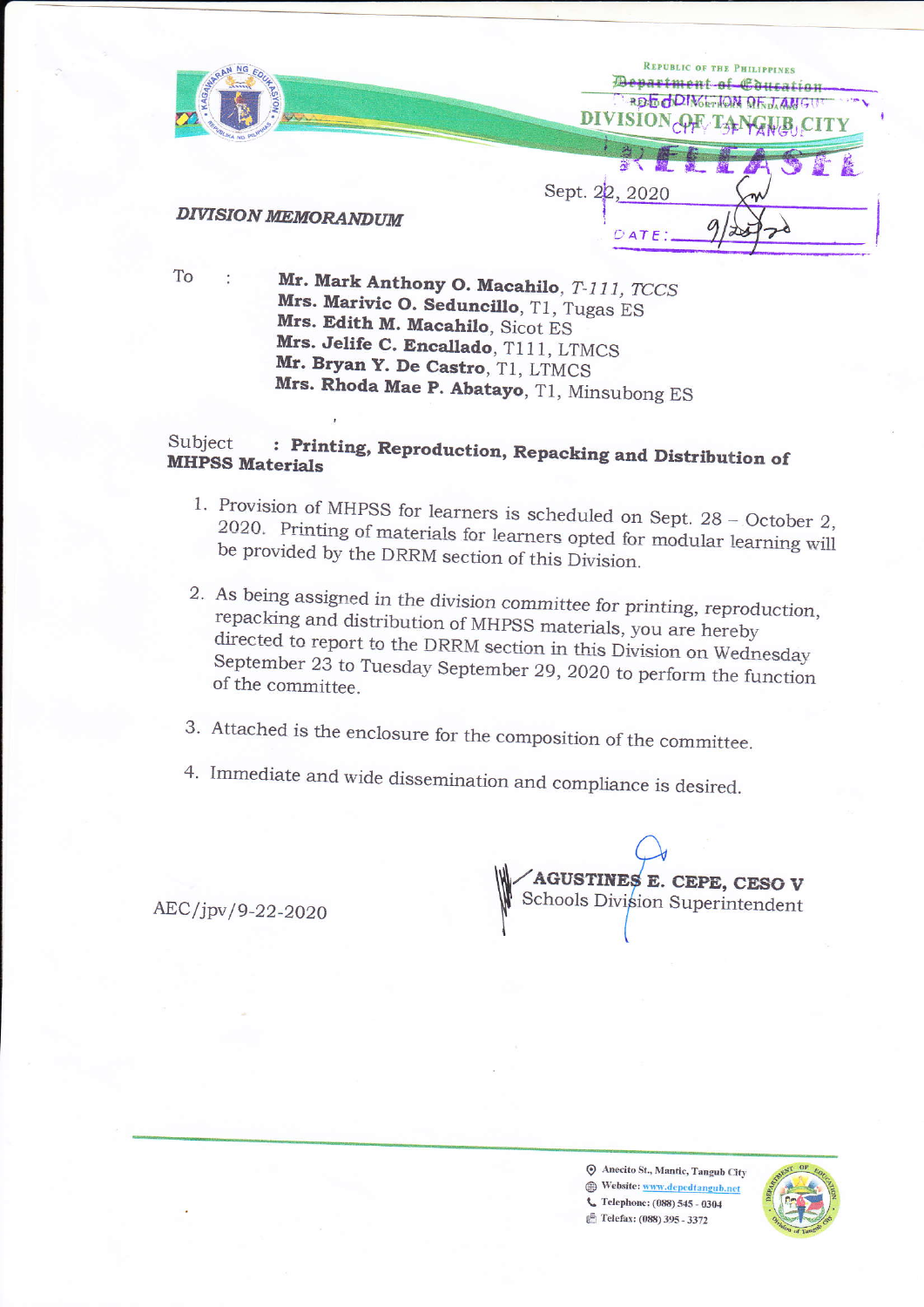Republic of the Philippines
Department of Education
DIVISION OF TANGUB CITY

RELEASED
DATE: 9/22/20

Sept. 22, 2020

***DIVISION MEMORANDUM***

To : **Mr. Mark Anthony O. Macahilo**, *T-111, TCCS*
**Mrs. Marivic O. Seduncillo**, T1, Tugas ES
**Mrs. Edith M. Macahilo**, Sicot ES
**Mrs. Jelife C. Encallado**, T111, LTMCS
**Mr. Bryan Y. De Castro**, T1, LTMCS
**Mrs. Rhoda Mae P. Abatayo**, T1, Minsubong ES

Subject : **Printing, Reproduction, Repacking and Distribution of MHPSS Materials**

1. Provision of MHPSS for learners is scheduled on Sept. 28 – October 2, 2020. Printing of materials for learners opted for modular learning will be provided by the DRRM section of this Division.

2. As being assigned in the division committee for printing, reproduction, repacking and distribution of MHPSS materials, you are hereby directed to report to the DRRM section in this Division on Wednesday September 23 to Tuesday September 29, 2020 to perform the function of the committee.

3. Attached is the enclosure for the composition of the committee.

4. Immediate and wide dissemination and compliance is desired.

**AGUSTINES E. CEPE, CESO V**
Schools Division Superintendent

AEC/jpv/9-22-2020

Anecito St., Mantic, Tangub City
Website: www.depedtangub.net
Telephone: (088) 545 - 0304
Telefax: (088) 395 - 3372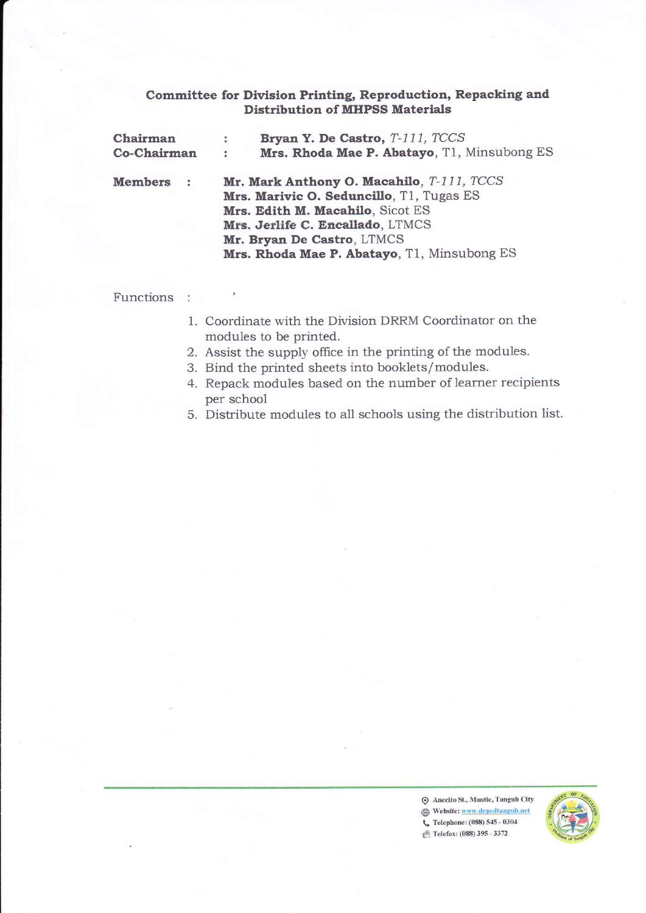## Committee for Division Printing, Reproduction, Repacking and Distribution of MHPSS Materials

**Chairman** : **Bryan Y. De Castro**, *T-111, TCCS*
**Co-Chairman** : **Mrs. Rhoda Mae P. Abatayo**, T1, Minsubong ES

**Members** :
**Mr. Mark Anthony O. Macahilo**, *T-111, TCCS*
**Mrs. Marivic O. Seduncillo**, T1, Tugas ES
**Mrs. Edith M. Macahilo**, Sicot ES
**Mrs. Jerlife C. Encallado**, LTMCS
**Mr. Bryan De Castro**, LTMCS
**Mrs. Rhoda Mae P. Abatayo**, T1, Minsubong ES

Functions :

1. Coordinate with the Division DRRM Coordinator on the modules to be printed.
2. Assist the supply office in the printing of the modules.
3. Bind the printed sheets into booklets/modules.
4. Repack modules based on the number of learner recipients per school
5. Distribute modules to all schools using the distribution list.